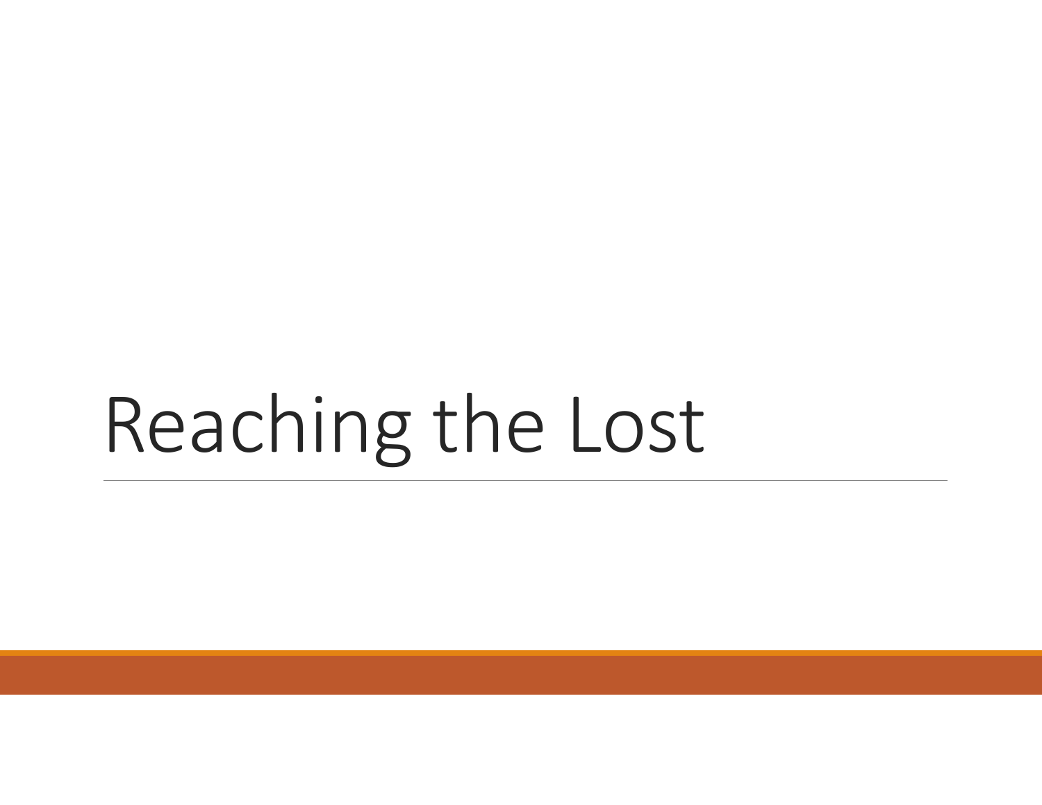# Reaching the Lost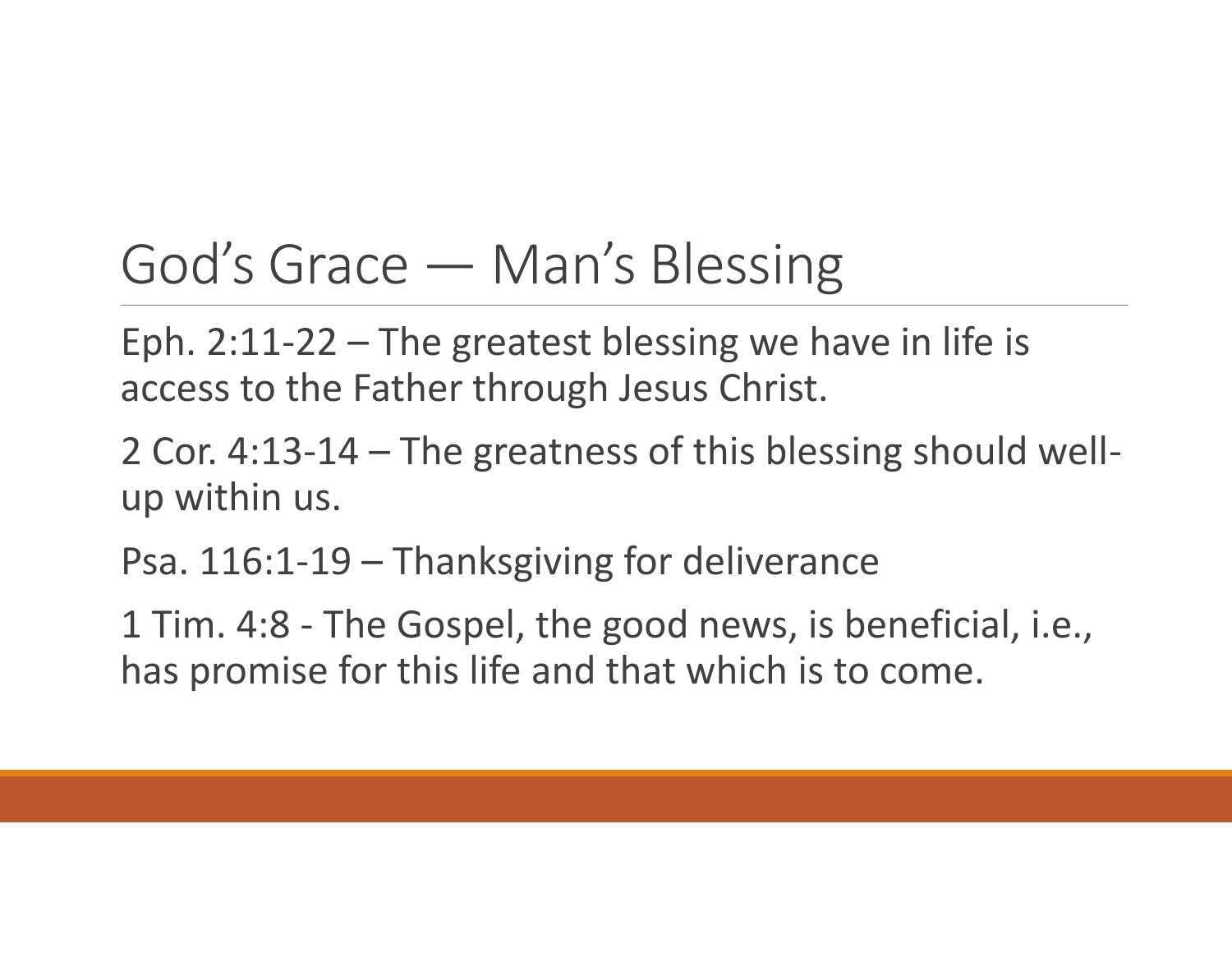# God's Grace — Man's Blessing

Eph. 2:11-22 – The greatest blessing we have in life is access to the Father through Jesus Christ.

2 Cor. 4:13-14 – The greatness of this blessing should well-up within us.

Psa. 116:1-19 – Thanksgiving for deliverance

1 Tim. 4:8 - The Gospel, the good news, is beneficial, i.e., has promise for this life and that which is to come.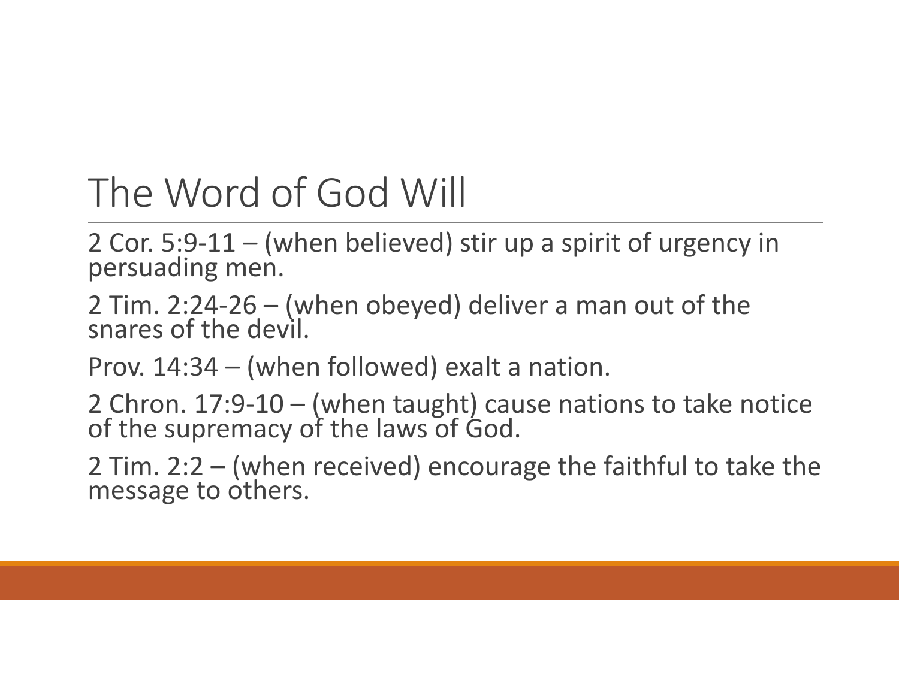# The Word of God Will

2 Cor. 5:9-11 – (when believed) stir up a spirit of urgency in persuading men.

2 Tim. 2:24-26 – (when obeyed) deliver a man out of the snares of the devil.

Prov. 14:34 – (when followed) exalt a nation.

2 Chron. 17:9-10 – (when taught) cause nations to take notice of the supremacy of the laws of God.

2 Tim. 2:2 – (when received) encourage the faithful to take the message to others.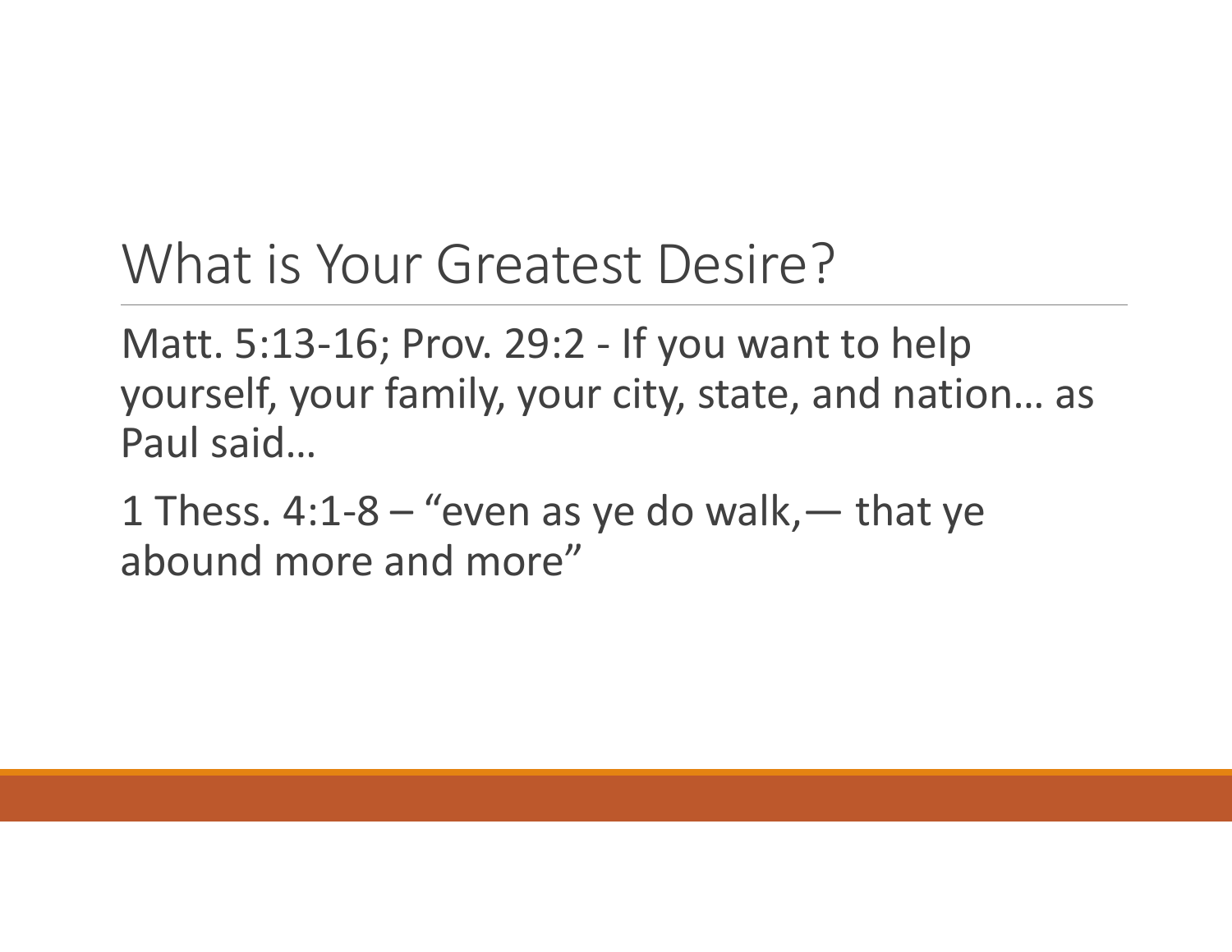# What is Your Greatest Desire?

Matt. 5:13-16; Prov. 29:2 - If you want to help yourself, your family, your city, state, and nation… as Paul said…

1 Thess. 4:1-8 – “even as ye do walk,— that ye abound more and more”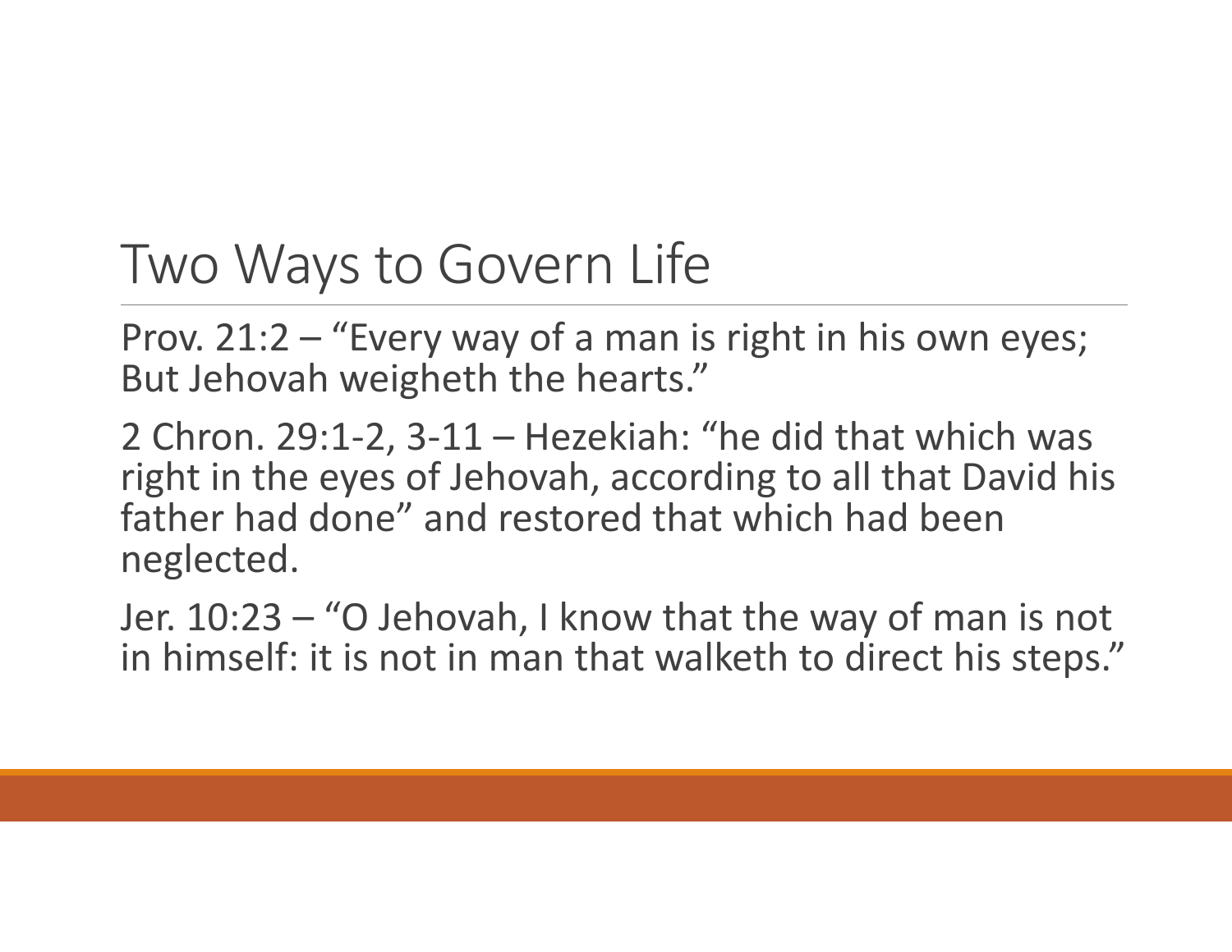# Two Ways to Govern Life

Prov. 21:2 – "Every way of a man is right in his own eyes; But Jehovah weigheth the hearts."

2 Chron. 29:1-2, 3-11 – Hezekiah: "he did that which was right in the eyes of Jehovah, according to all that David his father had done" and restored that which had been neglected.

Jer. 10:23 – "O Jehovah, I know that the way of man is not in himself: it is not in man that walketh to direct his steps."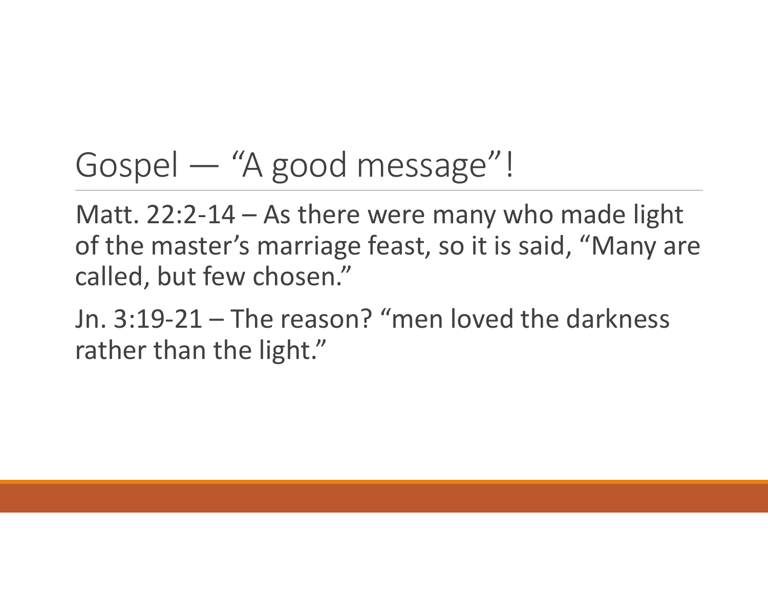# Gospel — "A good message"!

Matt. 22:2-14 – As there were many who made light of the master's marriage feast, so it is said, "Many are called, but few chosen."

Jn. 3:19-21 – The reason? "men loved the darkness rather than the light."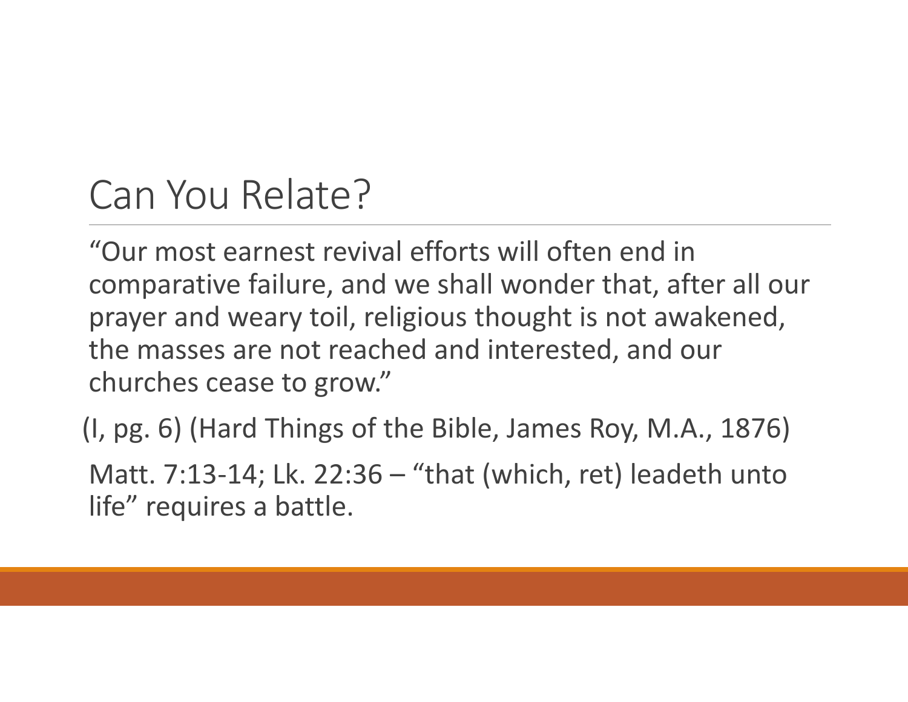# Can You Relate?

"Our most earnest revival efforts will often end in comparative failure, and we shall wonder that, after all our prayer and weary toil, religious thought is not awakened, the masses are not reached and interested, and our churches cease to grow."

(I, pg. 6) (Hard Things of the Bible, James Roy, M.A., 1876)

Matt. 7:13-14; Lk. 22:36 – "that (which, ret) leadeth unto life" requires a battle.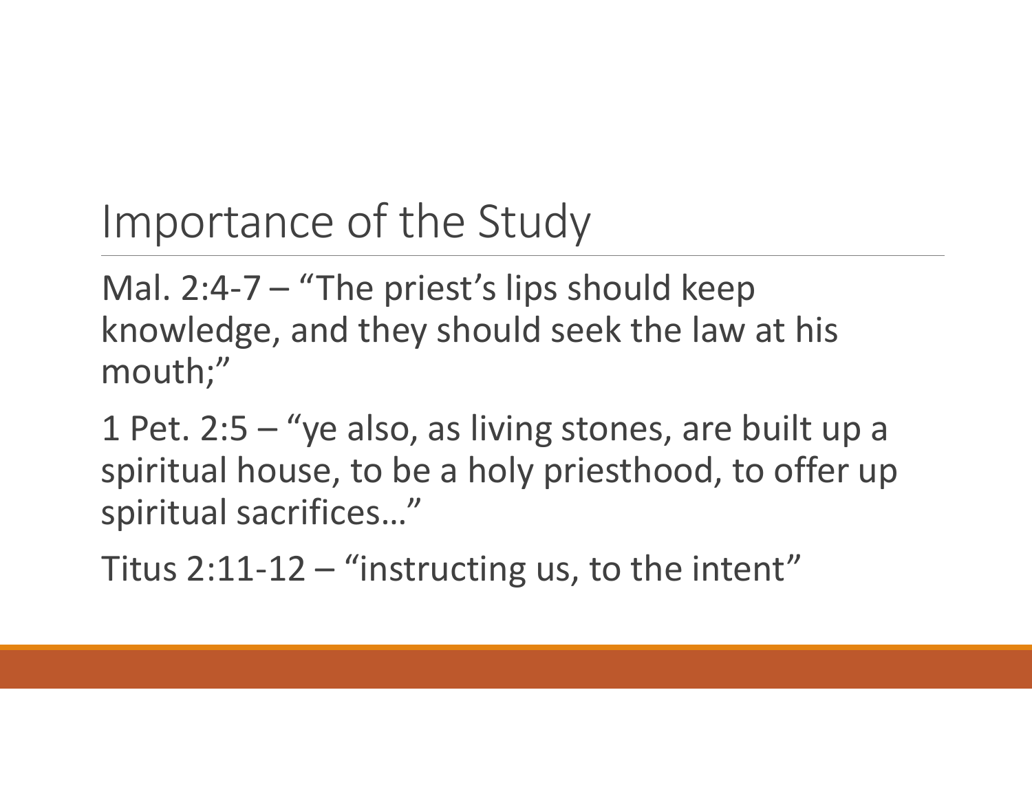# Importance of the Study

Mal. 2:4-7 – "The priest's lips should keep knowledge, and they should seek the law at his mouth;"

1 Pet. 2:5 – "ye also, as living stones, are built up a spiritual house, to be a holy priesthood, to offer up spiritual sacrifices…"

Titus 2:11-12 – "instructing us, to the intent"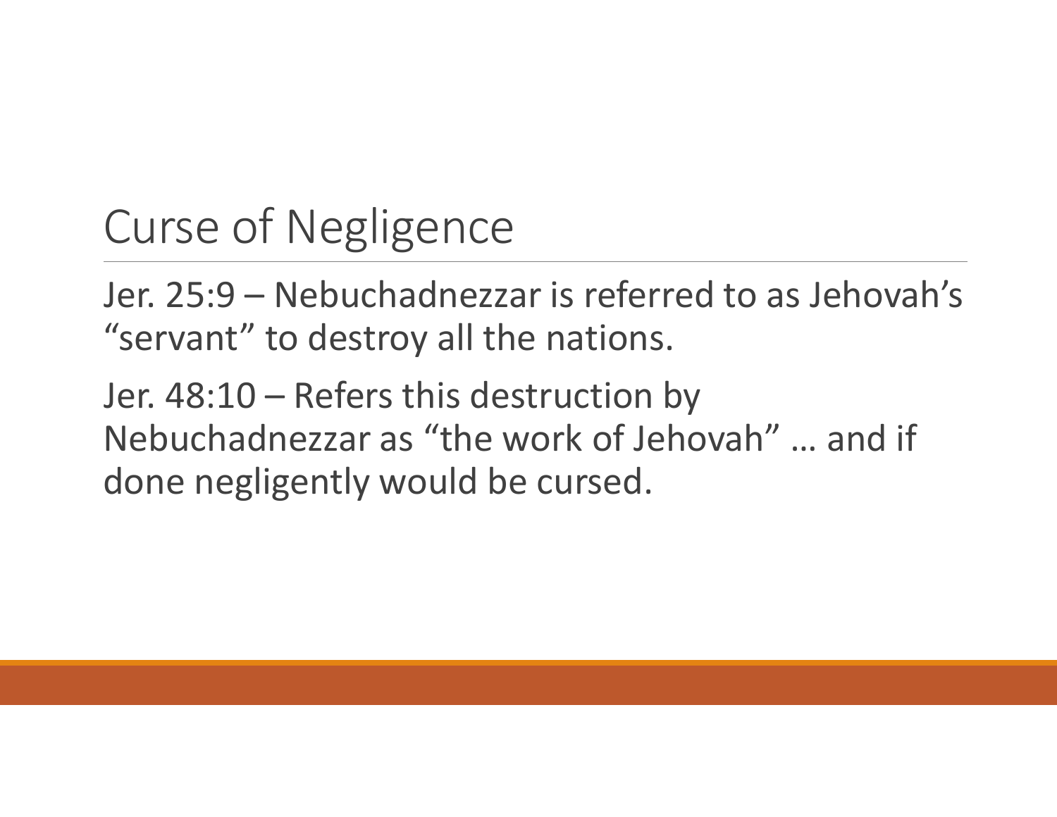# Curse of Negligence

Jer. 25:9 – Nebuchadnezzar is referred to as Jehovah's "servant" to destroy all the nations.

Jer. 48:10 – Refers this destruction by Nebuchadnezzar as "the work of Jehovah" … and if done negligently would be cursed.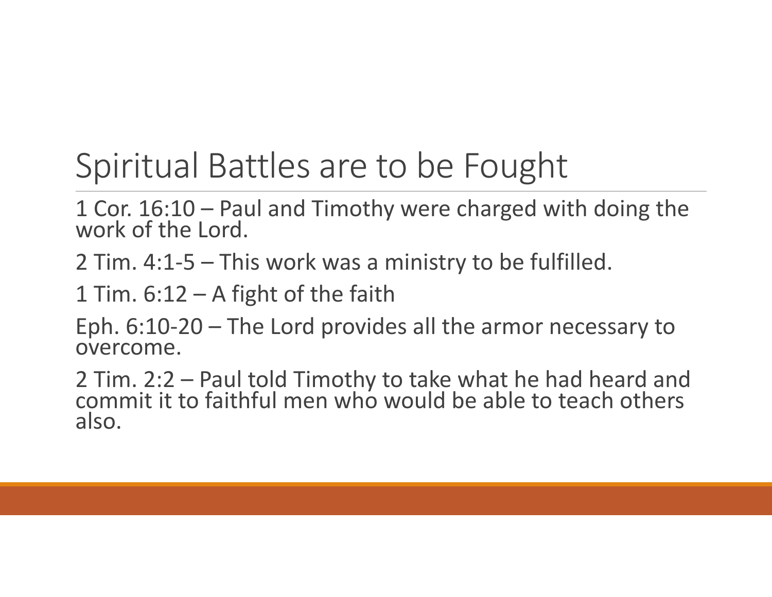# Spiritual Battles are to be Fought

1 Cor. 16:10 – Paul and Timothy were charged with doing the work of the Lord.

2 Tim. 4:1-5 – This work was a ministry to be fulfilled.

1 Tim. 6:12 – A fight of the faith

Eph. 6:10-20 – The Lord provides all the armor necessary to overcome.

2 Tim. 2:2 – Paul told Timothy to take what he had heard and commit it to faithful men who would be able to teach others also.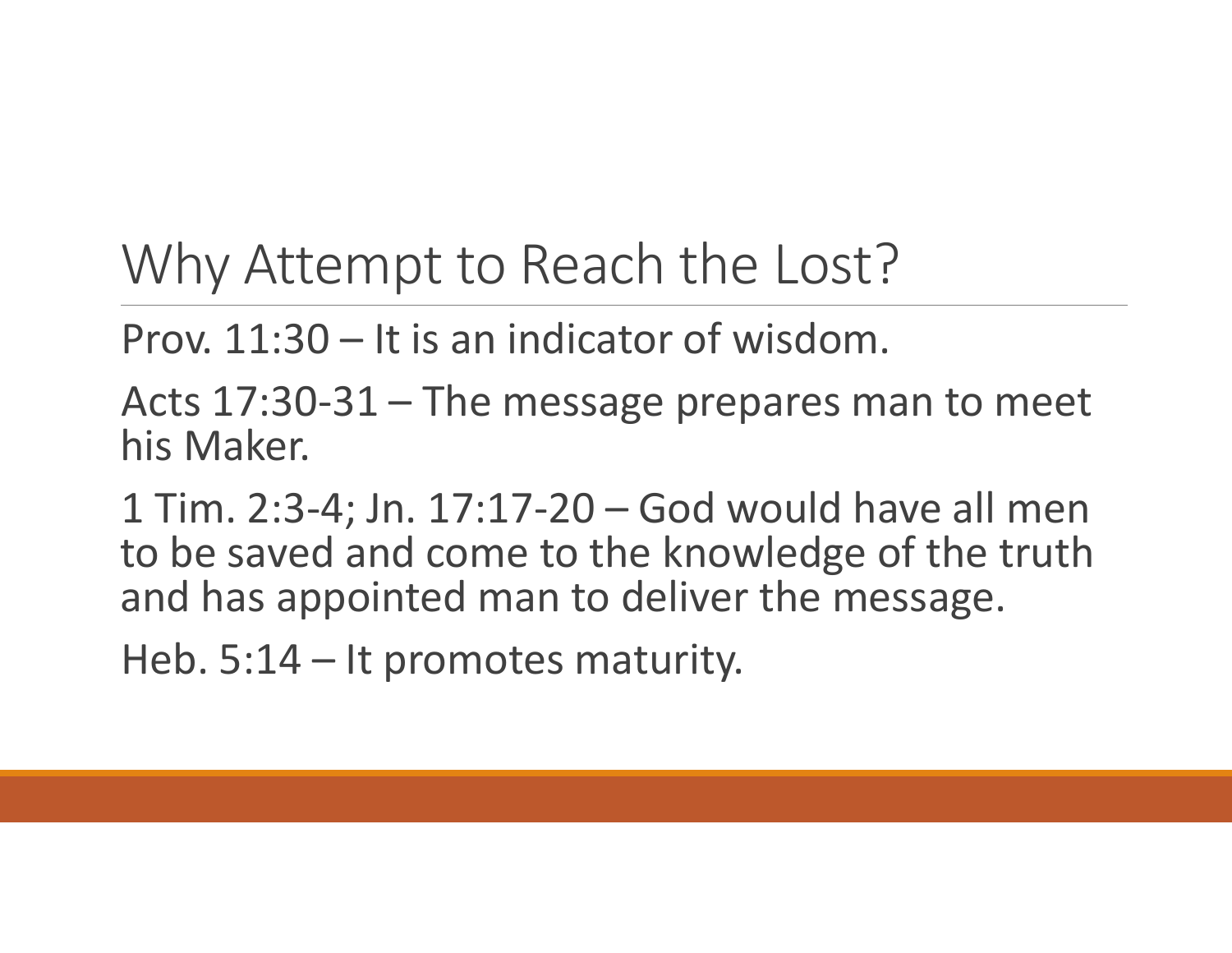# Why Attempt to Reach the Lost?

Prov. 11:30 – It is an indicator of wisdom.

Acts 17:30-31 – The message prepares man to meet his Maker.

1 Tim. 2:3-4; Jn. 17:17-20 – God would have all men to be saved and come to the knowledge of the truth and has appointed man to deliver the message.

Heb. 5:14 – It promotes maturity.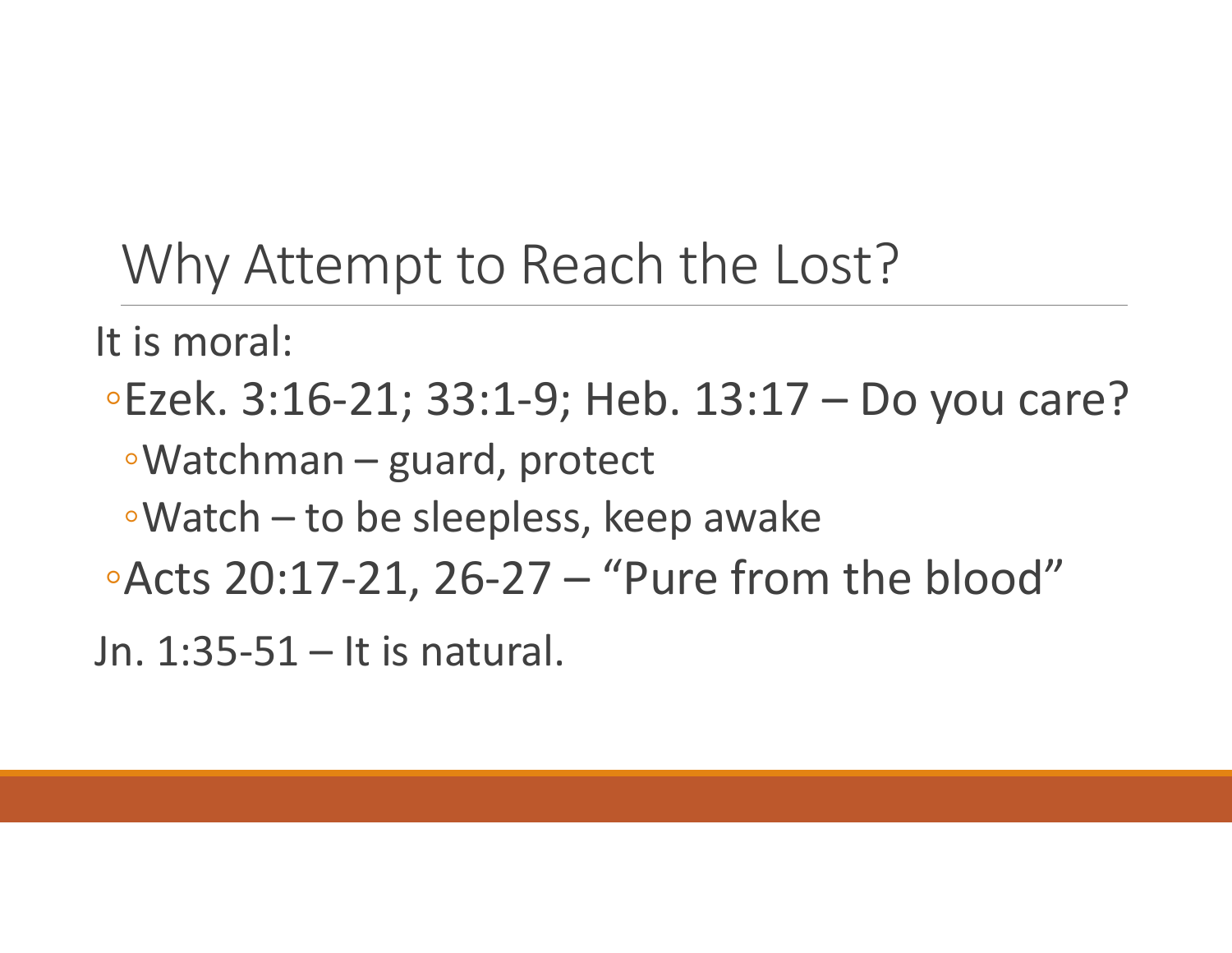# Why Attempt to Reach the Lost?

It is moral:

- Ezek. 3:16-21; 33:1-9; Heb. 13:17 – Do you care?
  - Watchman – guard, protect
  - Watch – to be sleepless, keep awake
- Acts 20:17-21, 26-27 – "Pure from the blood"

Jn. 1:35-51 – It is natural.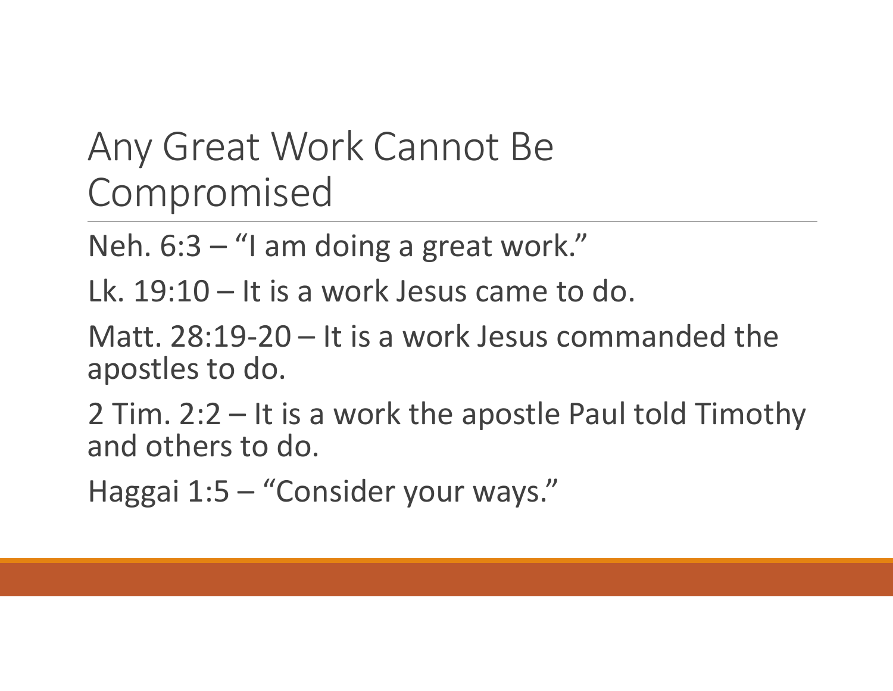# Any Great Work Cannot Be Compromised

Neh. 6:3 – "I am doing a great work."

Lk. 19:10 – It is a work Jesus came to do.

Matt. 28:19-20 – It is a work Jesus commanded the apostles to do.

2 Tim. 2:2 – It is a work the apostle Paul told Timothy and others to do.

Haggai 1:5 – "Consider your ways."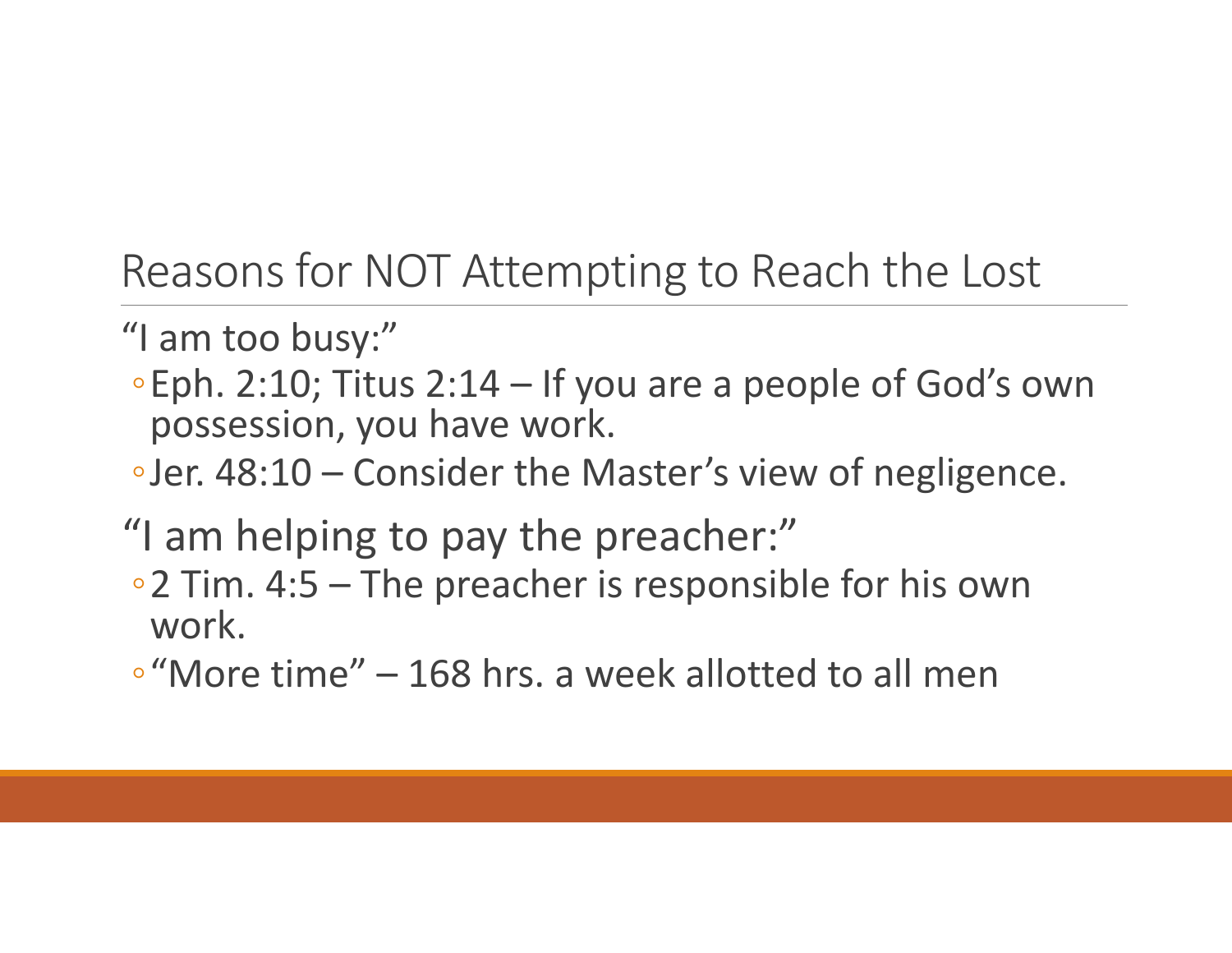# Reasons for NOT Attempting to Reach the Lost

"I am too busy:"

- Eph. 2:10; Titus 2:14 – If you are a people of God's own possession, you have work.
- Jer. 48:10 – Consider the Master's view of negligence.

"I am helping to pay the preacher:"

- 2 Tim. 4:5 – The preacher is responsible for his own work.
- "More time" – 168 hrs. a week allotted to all men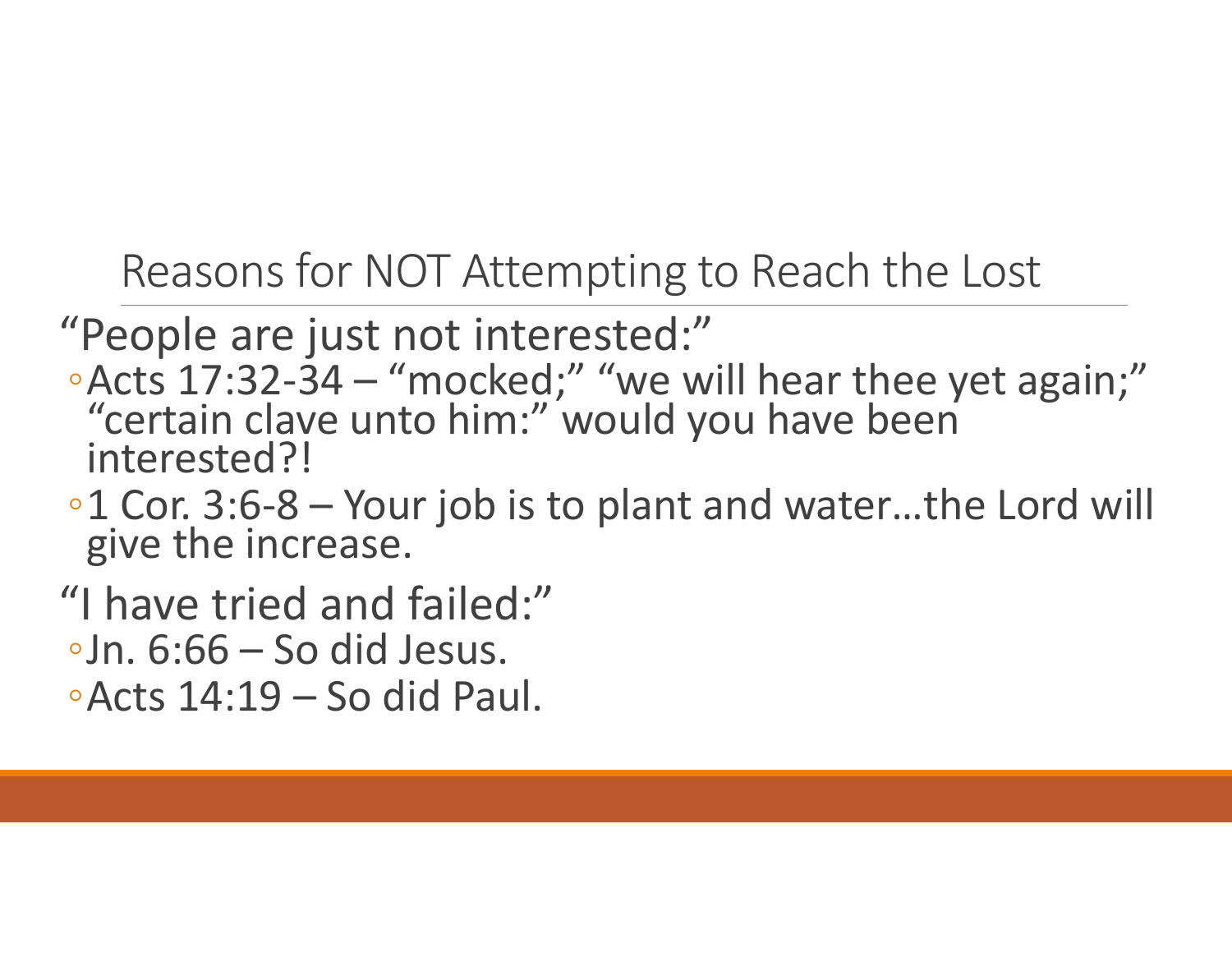## Reasons for NOT Attempting to Reach the Lost

"People are just not interested:"

- Acts 17:32-34 – "mocked;" "we will hear thee yet again;" "certain clave unto him:" would you have been interested?!
- 1 Cor. 3:6-8 – Your job is to plant and water…the Lord will give the increase.

"I have tried and failed:"

- Jn. 6:66 – So did Jesus.
- Acts 14:19 – So did Paul.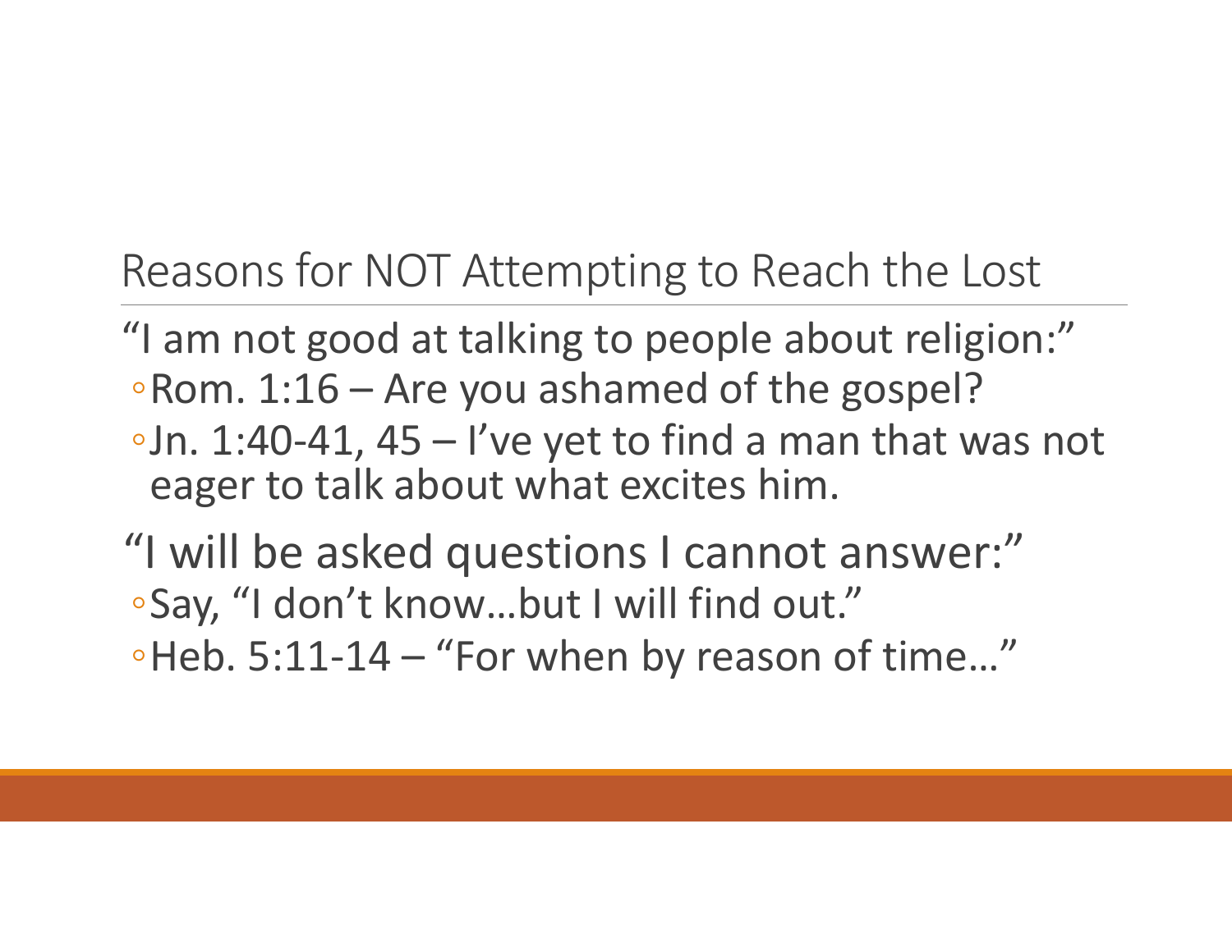## Reasons for NOT Attempting to Reach the Lost

"I am not good at talking to people about religion:"

- Rom. 1:16 – Are you ashamed of the gospel?
- Jn. 1:40-41, 45 – I've yet to find a man that was not eager to talk about what excites him.

"I will be asked questions I cannot answer:"

- Say, "I don't know…but I will find out."
- Heb. 5:11-14 – "For when by reason of time…"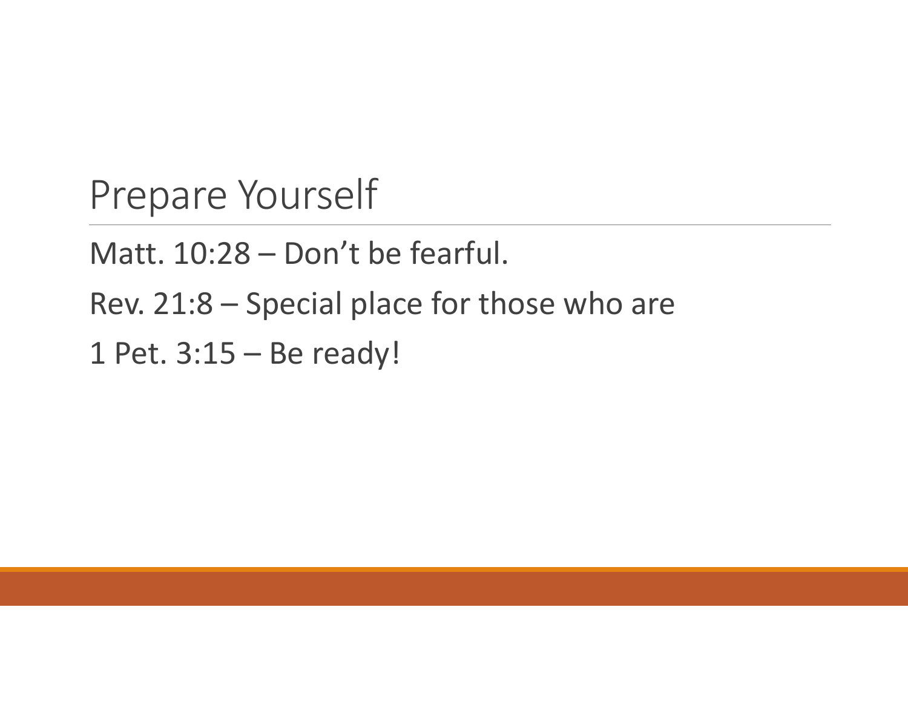# Prepare Yourself

Matt. 10:28 – Don't be fearful.

Rev. 21:8 – Special place for those who are

1 Pet. 3:15 – Be ready!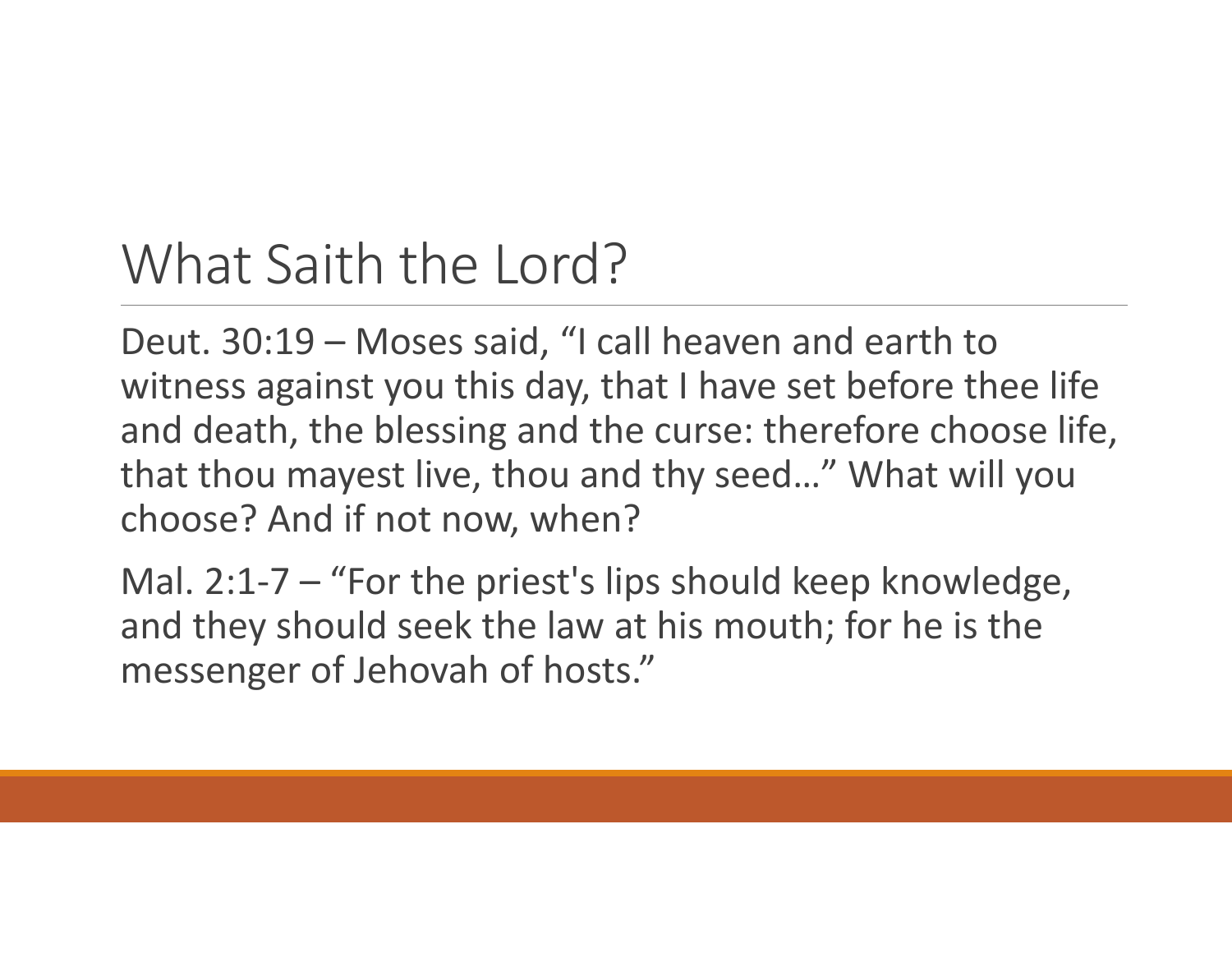# What Saith the Lord?

Deut. 30:19 – Moses said, "I call heaven and earth to witness against you this day, that I have set before thee life and death, the blessing and the curse: therefore choose life, that thou mayest live, thou and thy seed…" What will you choose? And if not now, when?

Mal. 2:1-7 – "For the priest's lips should keep knowledge, and they should seek the law at his mouth; for he is the messenger of Jehovah of hosts."